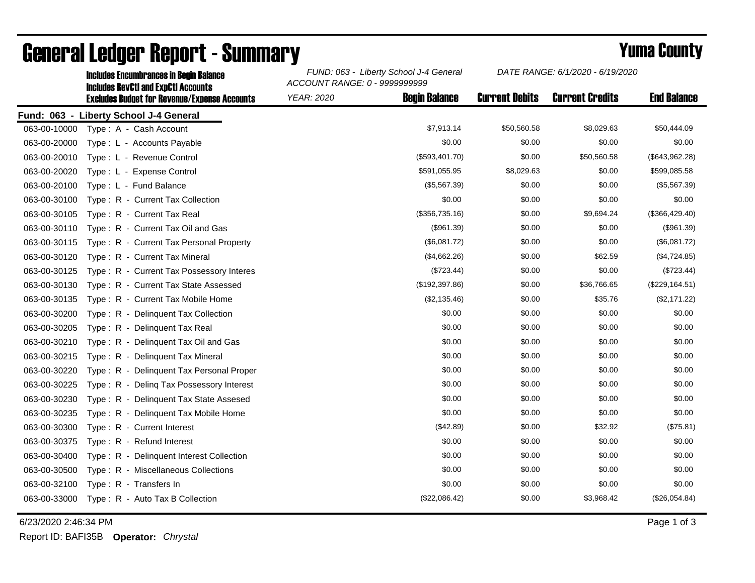# General Ledger Report - Summary

## Yuma County

**Includes Encumbrances in Begin Balance**
**Includes RevCtl and ExpCtl Accounts**
**Excludes Budget for Revenue/Expense Accounts**

*FUND: 063 - Liberty School J-4 General*
*ACCOUNT RANGE: 0 - 9999999999*
*YEAR: 2020*
*DATE RANGE: 6/1/2020 - 6/19/2020*

**Fund: 063 - Liberty School J-4 General**

| Account | Description | Begin Balance | Current Debits | Current Credits | End Balance |
|---|---|---|---|---|---|
| 063-00-10000 | Type : A - Cash Account | $7,913.14 | $50,560.58 | $8,029.63 | $50,444.09 |
| 063-00-20000 | Type : L - Accounts Payable | $0.00 | $0.00 | $0.00 | $0.00 |
| 063-00-20010 | Type : L - Revenue Control | ($593,401.70) | $0.00 | $50,560.58 | ($643,962.28) |
| 063-00-20020 | Type : L - Expense Control | $591,055.95 | $8,029.63 | $0.00 | $599,085.58 |
| 063-00-20100 | Type : L - Fund Balance | ($5,567.39) | $0.00 | $0.00 | ($5,567.39) |
| 063-00-30100 | Type : R - Current Tax Collection | $0.00 | $0.00 | $0.00 | $0.00 |
| 063-00-30105 | Type : R - Current Tax Real | ($356,735.16) | $0.00 | $9,694.24 | ($366,429.40) |
| 063-00-30110 | Type : R - Current Tax Oil and Gas | ($961.39) | $0.00 | $0.00 | ($961.39) |
| 063-00-30115 | Type : R - Current Tax Personal Property | ($6,081.72) | $0.00 | $0.00 | ($6,081.72) |
| 063-00-30120 | Type : R - Current Tax Mineral | ($4,662.26) | $0.00 | $62.59 | ($4,724.85) |
| 063-00-30125 | Type : R - Current Tax Possessory Interes | ($723.44) | $0.00 | $0.00 | ($723.44) |
| 063-00-30130 | Type : R - Current Tax State Assessed | ($192,397.86) | $0.00 | $36,766.65 | ($229,164.51) |
| 063-00-30135 | Type : R - Current Tax Mobile Home | ($2,135.46) | $0.00 | $35.76 | ($2,171.22) |
| 063-00-30200 | Type : R - Delinquent Tax Collection | $0.00 | $0.00 | $0.00 | $0.00 |
| 063-00-30205 | Type : R - Delinquent Tax Real | $0.00 | $0.00 | $0.00 | $0.00 |
| 063-00-30210 | Type : R - Delinquent Tax Oil and Gas | $0.00 | $0.00 | $0.00 | $0.00 |
| 063-00-30215 | Type : R - Delinquent Tax Mineral | $0.00 | $0.00 | $0.00 | $0.00 |
| 063-00-30220 | Type : R - Delinquent Tax Personal Proper | $0.00 | $0.00 | $0.00 | $0.00 |
| 063-00-30225 | Type : R - Delinq Tax Possessory Interest | $0.00 | $0.00 | $0.00 | $0.00 |
| 063-00-30230 | Type : R - Delinquent Tax State Assesed | $0.00 | $0.00 | $0.00 | $0.00 |
| 063-00-30235 | Type : R - Delinquent Tax Mobile Home | $0.00 | $0.00 | $0.00 | $0.00 |
| 063-00-30300 | Type : R - Current Interest | ($42.89) | $0.00 | $32.92 | ($75.81) |
| 063-00-30375 | Type : R - Refund Interest | $0.00 | $0.00 | $0.00 | $0.00 |
| 063-00-30400 | Type : R - Delinquent Interest Collection | $0.00 | $0.00 | $0.00 | $0.00 |
| 063-00-30500 | Type : R - Miscellaneous Collections | $0.00 | $0.00 | $0.00 | $0.00 |
| 063-00-32100 | Type : R - Transfers In | $0.00 | $0.00 | $0.00 | $0.00 |
| 063-00-33000 | Type : R - Auto Tax B Collection | ($22,086.42) | $0.00 | $3,968.42 | ($26,054.84) |

6/23/2020 2:46:34 PM

Report ID: BAFI35B **Operator:** *Chrystal*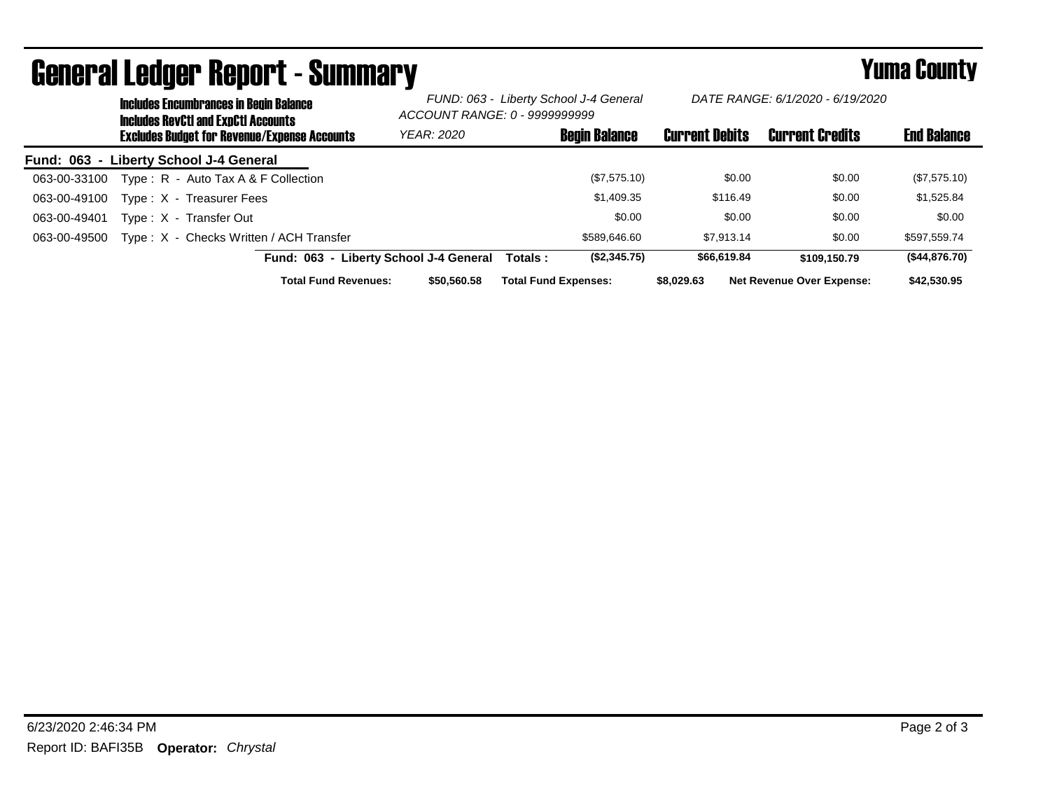# General Ledger Report - Summary

**Yuma County**

**Includes Encumbrances in Begin Balance**
**Includes RevCtl and ExpCtl Accounts**
**Excludes Budget for Revenue/Expense Accounts**

*FUND: 063 - Liberty School J-4 General*
*ACCOUNT RANGE: 0 - 9999999999*
*YEAR: 2020*

*DATE RANGE: 6/1/2020 - 6/19/2020*

| | | Begin Balance | Current Debits | Current Credits | End Balance |
|---|---|---|---|---|---|
| **Fund: 063 - Liberty School J-4 General** | | | | | |
| 063-00-33100 | Type : R - Auto Tax A & F Collection | ($7,575.10) | $0.00 | $0.00 | ($7,575.10) |
| 063-00-49100 | Type : X - Treasurer Fees | $1,409.35 | $116.49 | $0.00 | $1,525.84 |
| 063-00-49401 | Type : X - Transfer Out | $0.00 | $0.00 | $0.00 | $0.00 |
| 063-00-49500 | Type : X - Checks Written / ACH Transfer | $589,646.60 | $7,913.14 | $0.00 | $597,559.74 |
| | **Fund: 063 - Liberty School J-4 General Totals :** | **($2,345.75)** | **$66,619.84** | **$109,150.79** | **($44,876.70)** |

**Total Fund Revenues:** $50,560.58 **Total Fund Expenses:** $8,029.63 **Net Revenue Over Expense:** $42,530.95

6/23/2020 2:46:34 PM

Report ID: BAFI35B **Operator:** *Chrystal*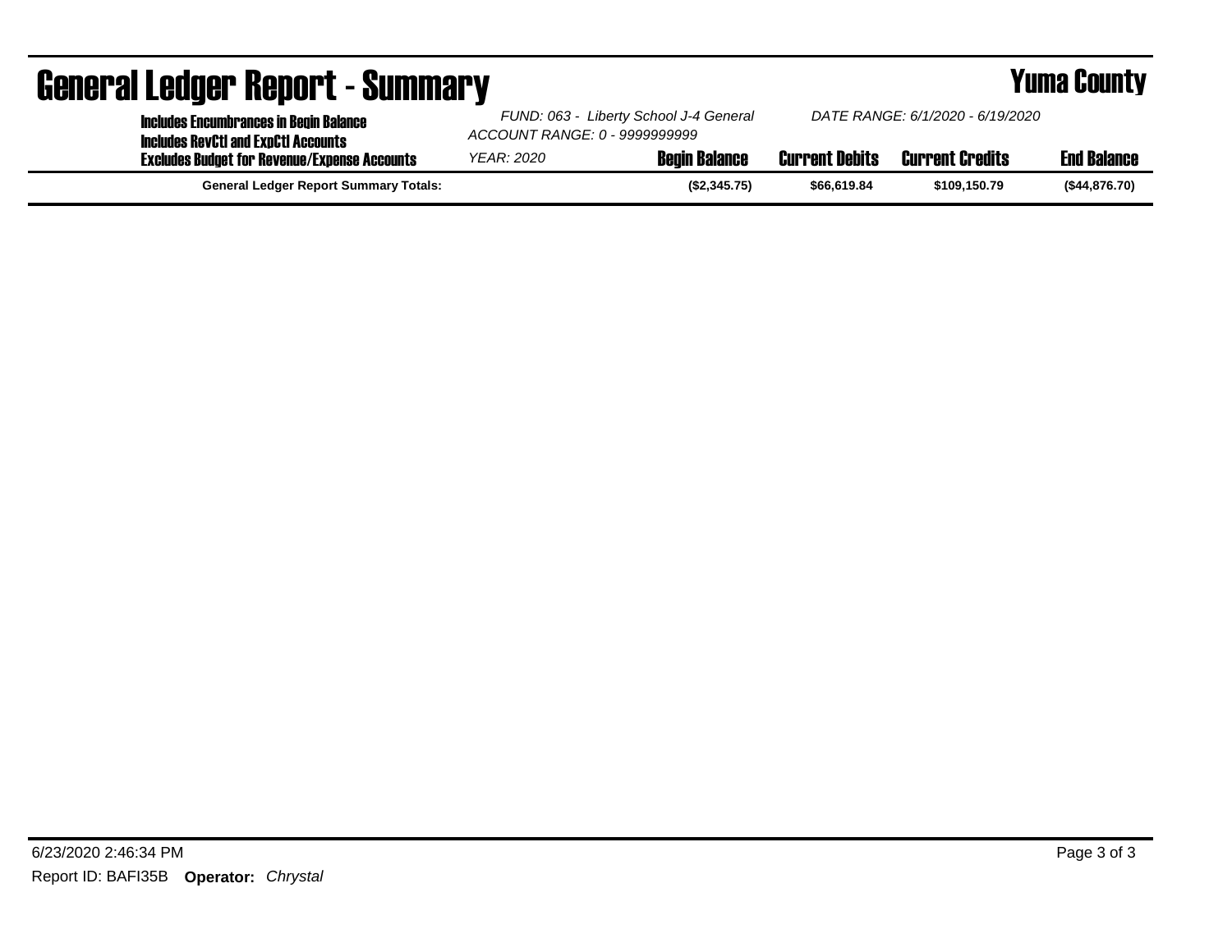# General Ledger Report - Summary

**Yuma County**

Includes Encumbrances in Begin Balance
Includes RevCtl and ExpCtl Accounts
Excludes Budget for Revenue/Expense Accounts

*FUND: 063 - Liberty School J-4 General*
*ACCOUNT RANGE: 0 - 9999999999*
*YEAR: 2020*

*DATE RANGE: 6/1/2020 - 6/19/2020*

| | Begin Balance | Current Debits | Current Credits | End Balance |
|---|---|---|---|---|
| **General Ledger Report Summary Totals:** | **($2,345.75)** | **$66,619.84** | **$109,150.79** | **($44,876.70)** |

6/23/2020 2:46:34 PM

Report ID: BAFI35B **Operator:** *Chrystal*